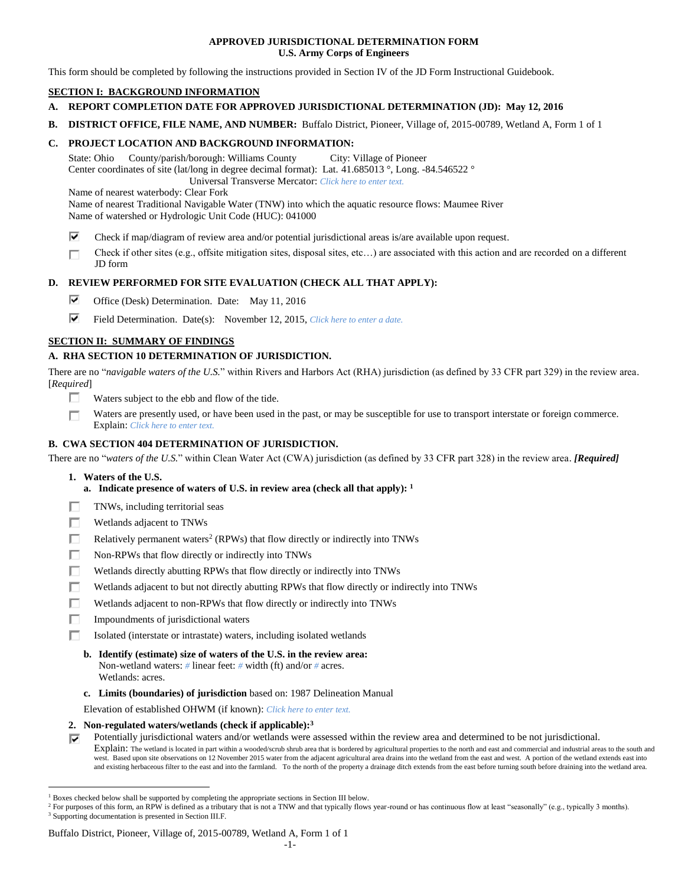**APPROVED JURISDICTIONAL DETERMINATION FORM**
**U.S. Army Corps of Engineers**

This form should be completed by following the instructions provided in Section IV of the JD Form Instructional Guidebook.

## SECTION I: BACKGROUND INFORMATION

**A. REPORT COMPLETION DATE FOR APPROVED JURISDICTIONAL DETERMINATION (JD): May 12, 2016**

**B. DISTRICT OFFICE, FILE NAME, AND NUMBER:** Buffalo District, Pioneer, Village of, 2015-00789, Wetland A, Form 1 of 1

**C. PROJECT LOCATION AND BACKGROUND INFORMATION:**

State: Ohio County/parish/borough: Williams County City: Village of Pioneer
Center coordinates of site (lat/long in degree decimal format): Lat. 41.685013 °, Long. -84.546522 °
Universal Transverse Mercator: *Click here to enter text.*
Name of nearest waterbody: Clear Fork
Name of nearest Traditional Navigable Water (TNW) into which the aquatic resource flows: Maumee River
Name of watershed or Hydrologic Unit Code (HUC): 041000

- [x] Check if map/diagram of review area and/or potential jurisdictional areas is/are available upon request.
- [ ] Check if other sites (e.g., offsite mitigation sites, disposal sites, etc…) are associated with this action and are recorded on a different JD form

**D. REVIEW PERFORMED FOR SITE EVALUATION (CHECK ALL THAT APPLY):**

- [x] Office (Desk) Determination. Date: May 11, 2016
- [x] Field Determination. Date(s): November 12, 2015, *Click here to enter a date.*

## SECTION II: SUMMARY OF FINDINGS

**A. RHA SECTION 10 DETERMINATION OF JURISDICTION.**

There are no "*navigable waters of the U.S.*" within Rivers and Harbors Act (RHA) jurisdiction (as defined by 33 CFR part 329) in the review area. [*Required*]

- [ ] Waters subject to the ebb and flow of the tide.
- [ ] Waters are presently used, or have been used in the past, or may be susceptible for use to transport interstate or foreign commerce. Explain: *Click here to enter text.*

**B. CWA SECTION 404 DETERMINATION OF JURISDICTION.**

There are no "*waters of the U.S.*" within Clean Water Act (CWA) jurisdiction (as defined by 33 CFR part 328) in the review area. ***[Required]***

**1. Waters of the U.S.**

**a. Indicate presence of waters of U.S. in review area (check all that apply): [1]**

- [ ] TNWs, including territorial seas
- [ ] Wetlands adjacent to TNWs
- [ ] Relatively permanent waters[2] (RPWs) that flow directly or indirectly into TNWs
- [ ] Non-RPWs that flow directly or indirectly into TNWs
- [ ] Wetlands directly abutting RPWs that flow directly or indirectly into TNWs
- [ ] Wetlands adjacent to but not directly abutting RPWs that flow directly or indirectly into TNWs
- [ ] Wetlands adjacent to non-RPWs that flow directly or indirectly into TNWs
- [ ] Impoundments of jurisdictional waters
- [ ] Isolated (interstate or intrastate) waters, including isolated wetlands

**b. Identify (estimate) size of waters of the U.S. in the review area:**
Non-wetland waters: # linear feet: # width (ft) and/or # acres.
Wetlands: acres.

**c. Limits (boundaries) of jurisdiction** based on: 1987 Delineation Manual

Elevation of established OHWM (if known): *Click here to enter text.*

**2. Non-regulated waters/wetlands (check if applicable):[3]**

- [x] Potentially jurisdictional waters and/or wetlands were assessed within the review area and determined to be not jurisdictional.
Explain: The wetland is located in part within a wooded/scrub shrub area that is bordered by agricultural properties to the north and east and commercial and industrial areas to the south and west. Based upon site observations on 12 November 2015 water from the adjacent agricultural area drains into the wetland from the east and west. A portion of the wetland extends east into and existing herbaceous filter to the east and into the farmland. To the north of the property a drainage ditch extends from the east before turning south before draining into the wetland area.

---

[1] Boxes checked below shall be supported by completing the appropriate sections in Section III below.
[2] For purposes of this form, an RPW is defined as a tributary that is not a TNW and that typically flows year-round or has continuous flow at least "seasonally" (e.g., typically 3 months).
[3] Supporting documentation is presented in Section III.F.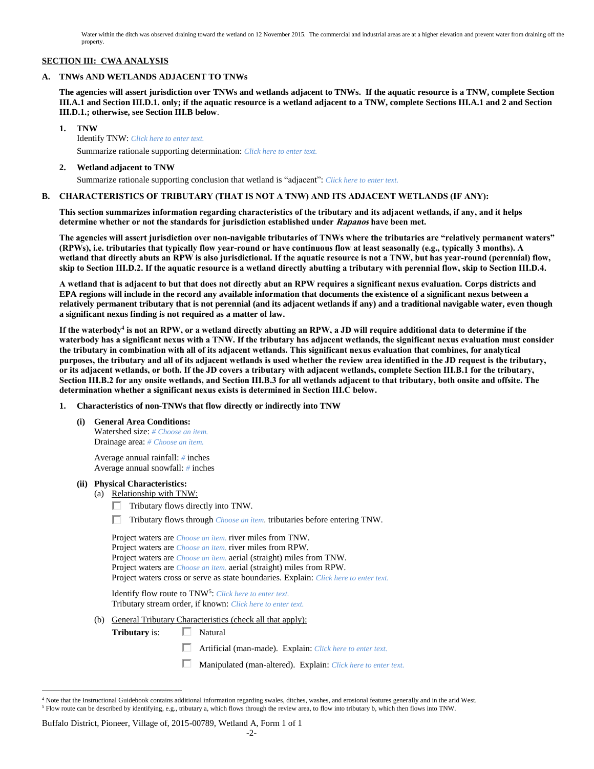Water within the ditch was observed draining toward the wetland on 12 November 2015. The commercial and industrial areas are at a higher elevation and prevent water from draining off the property.

## SECTION III: CWA ANALYSIS

### A. TNWs AND WETLANDS ADJACENT TO TNWs

**The agencies will assert jurisdiction over TNWs and wetlands adjacent to TNWs. If the aquatic resource is a TNW, complete Section III.A.1 and Section III.D.1. only; if the aquatic resource is a wetland adjacent to a TNW, complete Sections III.A.1 and 2 and Section III.D.1.; otherwise, see Section III.B below**.

1. **TNW**

   Identify TNW: *Click here to enter text.*

   Summarize rationale supporting determination: *Click here to enter text.*

2. **Wetland adjacent to TNW**

   Summarize rationale supporting conclusion that wetland is "adjacent": *Click here to enter text.*

### B. CHARACTERISTICS OF TRIBUTARY (THAT IS NOT A TNW) AND ITS ADJACENT WETLANDS (IF ANY):

**This section summarizes information regarding characteristics of the tributary and its adjacent wetlands, if any, and it helps determine whether or not the standards for jurisdiction established under *Rapanos* have been met.**

**The agencies will assert jurisdiction over non-navigable tributaries of TNWs where the tributaries are "relatively permanent waters" (RPWs), i.e. tributaries that typically flow year-round or have continuous flow at least seasonally (e.g., typically 3 months). A wetland that directly abuts an RPW is also jurisdictional. If the aquatic resource is not a TNW, but has year-round (perennial) flow, skip to Section III.D.2. If the aquatic resource is a wetland directly abutting a tributary with perennial flow, skip to Section III.D.4.**

**A wetland that is adjacent to but that does not directly abut an RPW requires a significant nexus evaluation. Corps districts and EPA regions will include in the record any available information that documents the existence of a significant nexus between a relatively permanent tributary that is not perennial (and its adjacent wetlands if any) and a traditional navigable water, even though a significant nexus finding is not required as a matter of law.**

**If the waterbody[4] is not an RPW, or a wetland directly abutting an RPW, a JD will require additional data to determine if the waterbody has a significant nexus with a TNW. If the tributary has adjacent wetlands, the significant nexus evaluation must consider the tributary in combination with all of its adjacent wetlands. This significant nexus evaluation that combines, for analytical purposes, the tributary and all of its adjacent wetlands is used whether the review area identified in the JD request is the tributary, or its adjacent wetlands, or both. If the JD covers a tributary with adjacent wetlands, complete Section III.B.1 for the tributary, Section III.B.2 for any onsite wetlands, and Section III.B.3 for all wetlands adjacent to that tributary, both onsite and offsite. The determination whether a significant nexus exists is determined in Section III.C below.**

1. **Characteristics of non-TNWs that flow directly or indirectly into TNW**

   **(i) General Area Conditions:**

   Watershed size: *# Choose an item.*
   Drainage area: *# Choose an item.*

   Average annual rainfall: *#* inches
   Average annual snowfall: *#* inches

   **(ii) Physical Characteristics:**

   (a) Relationship with TNW:

   ☐ Tributary flows directly into TNW.

   ☐ Tributary flows through *Choose an item.* tributaries before entering TNW.

   Project waters are *Choose an item.* river miles from TNW.
   Project waters are *Choose an item.* river miles from RPW.
   Project waters are *Choose an item.* aerial (straight) miles from TNW.
   Project waters are *Choose an item.* aerial (straight) miles from RPW.
   Project waters cross or serve as state boundaries. Explain: *Click here to enter text.*

   Identify flow route to TNW[5]: *Click here to enter text.*
   Tributary stream order, if known: *Click here to enter text.*

   (b) General Tributary Characteristics (check all that apply):

   **Tributary** is: ☐ Natural

   ☐ Artificial (man-made). Explain: *Click here to enter text.*

   ☐ Manipulated (man-altered). Explain: *Click here to enter text.*

---

[4] Note that the Instructional Guidebook contains additional information regarding swales, ditches, washes, and erosional features generally and in the arid West.

[5] Flow route can be described by identifying, e.g., tributary a, which flows through the review area, to flow into tributary b, which then flows into TNW.

Buffalo District, Pioneer, Village of, 2015-00789, Wetland A, Form 1 of 1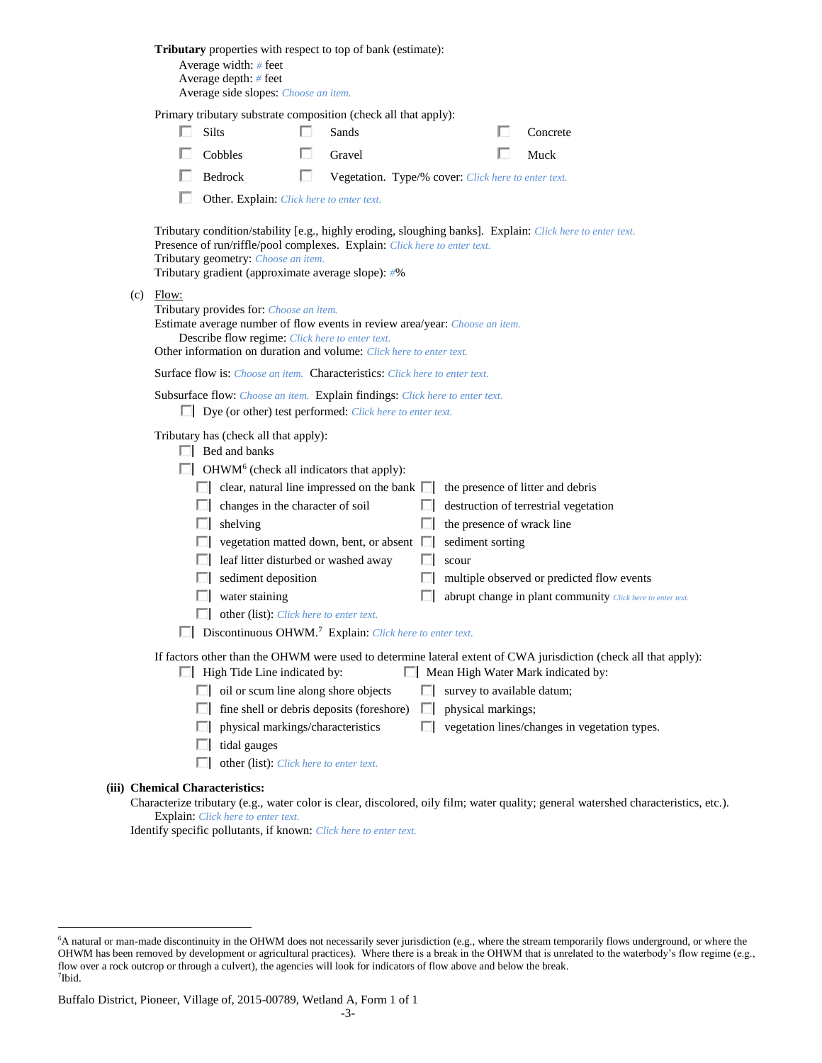**Tributary** properties with respect to top of bank (estimate):

Average width: # feet
Average depth: # feet
Average side slopes: Choose an item.

Primary tributary substrate composition (check all that apply):

- ☐ Silts
- ☐ Sands
- ☐ Concrete
- ☐ Cobbles
- ☐ Gravel
- ☐ Muck
- ☐ Bedrock
- ☐ Vegetation. Type/% cover: Click here to enter text.
- ☐ Other. Explain: Click here to enter text.

Tributary condition/stability [e.g., highly eroding, sloughing banks]. Explain: Click here to enter text.
Presence of run/riffle/pool complexes. Explain: Click here to enter text.
Tributary geometry: Choose an item.
Tributary gradient (approximate average slope): #%

(c) Flow:

Tributary provides for: Choose an item.
Estimate average number of flow events in review area/year: Choose an item.
Describe flow regime: Click here to enter text.
Other information on duration and volume: Click here to enter text.

Surface flow is: Choose an item. Characteristics: Click here to enter text.

Subsurface flow: Choose an item. Explain findings: Click here to enter text.

- ☐ Dye (or other) test performed: Click here to enter text.

Tributary has (check all that apply):

- ☐ Bed and banks
- ☐ OHWM[6] (check all indicators that apply):
  - ☐ clear, natural line impressed on the bank
  - ☐ the presence of litter and debris
  - ☐ changes in the character of soil
  - ☐ destruction of terrestrial vegetation
  - ☐ shelving
  - ☐ the presence of wrack line
  - ☐ vegetation matted down, bent, or absent
  - ☐ sediment sorting
  - ☐ leaf litter disturbed or washed away
  - ☐ scour
  - ☐ sediment deposition
  - ☐ multiple observed or predicted flow events
  - ☐ water staining
  - ☐ abrupt change in plant community Click here to enter text.
  - ☐ other (list): Click here to enter text.
- ☐ Discontinuous OHWM.[7] Explain: Click here to enter text.

If factors other than the OHWM were used to determine lateral extent of CWA jurisdiction (check all that apply):

- ☐ High Tide Line indicated by:
  - ☐ oil or scum line along shore objects
  - ☐ fine shell or debris deposits (foreshore)
  - ☐ physical markings/characteristics
  - ☐ tidal gauges
  - ☐ other (list): Click here to enter text.
- ☐ Mean High Water Mark indicated by:
  - ☐ survey to available datum;
  - ☐ physical markings;
  - ☐ vegetation lines/changes in vegetation types.

**(iii) Chemical Characteristics:**

Characterize tributary (e.g., water color is clear, discolored, oily film; water quality; general watershed characteristics, etc.).
Explain: Click here to enter text.
Identify specific pollutants, if known: Click here to enter text.

---

[6]A natural or man-made discontinuity in the OHWM does not necessarily sever jurisdiction (e.g., where the stream temporarily flows underground, or where the OHWM has been removed by development or agricultural practices). Where there is a break in the OHWM that is unrelated to the waterbody's flow regime (e.g., flow over a rock outcrop or through a culvert), the agencies will look for indicators of flow above and below the break.
[7]Ibid.

Buffalo District, Pioneer, Village of, 2015-00789, Wetland A, Form 1 of 1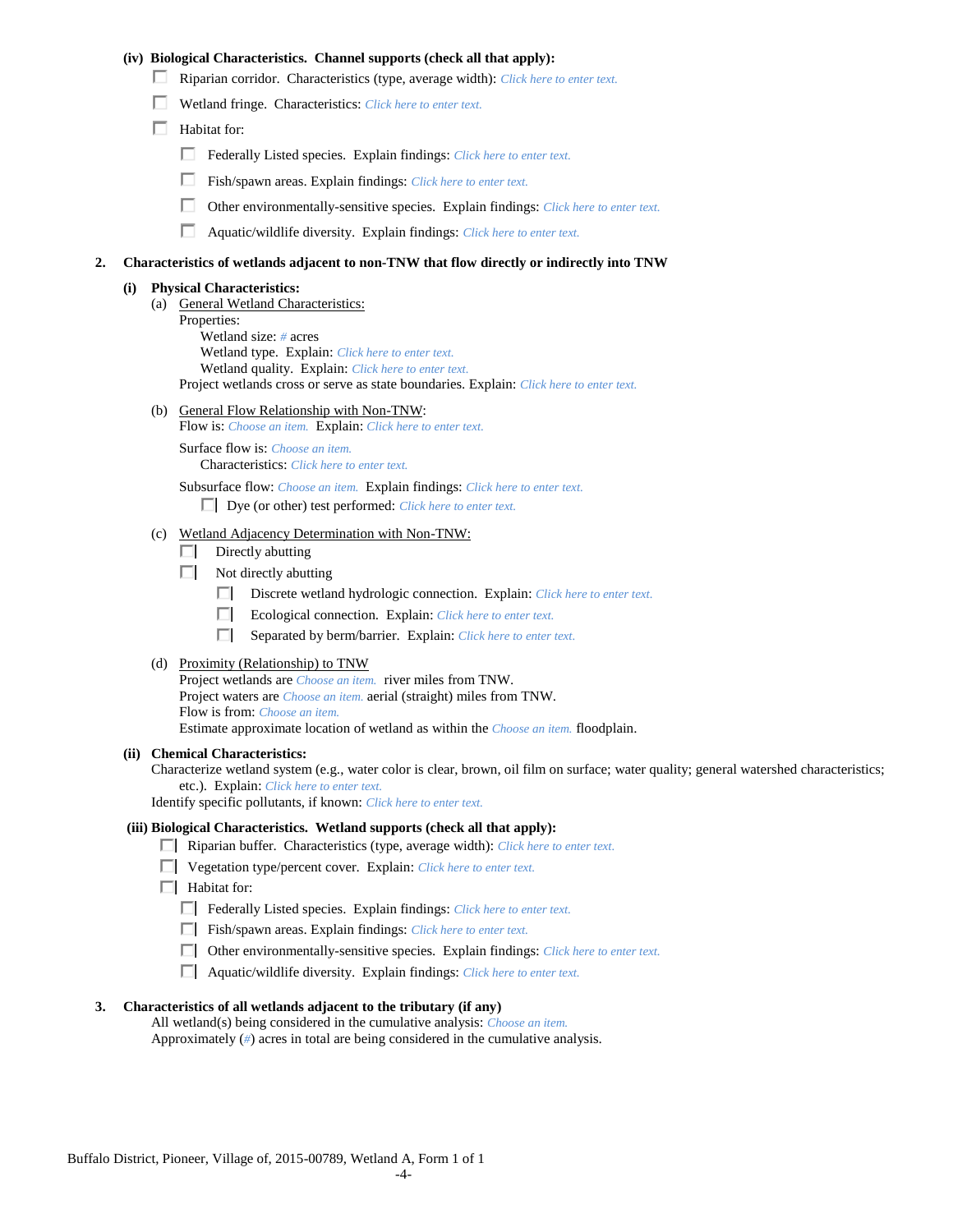**(iv) Biological Characteristics. Channel supports (check all that apply):**

- ☐ Riparian corridor. Characteristics (type, average width): *Click here to enter text.*
- ☐ Wetland fringe. Characteristics: *Click here to enter text.*
- ☐ Habitat for:
  - ☐ Federally Listed species. Explain findings: *Click here to enter text.*
  - ☐ Fish/spawn areas. Explain findings: *Click here to enter text.*
  - ☐ Other environmentally-sensitive species. Explain findings: *Click here to enter text.*
  - ☐ Aquatic/wildlife diversity. Explain findings: *Click here to enter text.*

**2. Characteristics of wetlands adjacent to non-TNW that flow directly or indirectly into TNW**

**(i) Physical Characteristics:**

(a) General Wetland Characteristics:

Properties:

Wetland size: *#* acres

Wetland type. Explain: *Click here to enter text.*

Wetland quality. Explain: *Click here to enter text.*

Project wetlands cross or serve as state boundaries. Explain: *Click here to enter text.*

(b) General Flow Relationship with Non-TNW:

Flow is: *Choose an item.* Explain: *Click here to enter text.*

Surface flow is: *Choose an item.*

Characteristics: *Click here to enter text.*

Subsurface flow: *Choose an item.* Explain findings: *Click here to enter text.*

- ☐ Dye (or other) test performed: *Click here to enter text.*

(c) Wetland Adjacency Determination with Non-TNW:

- ☐ Directly abutting
- ☐ Not directly abutting
  - ☐ Discrete wetland hydrologic connection. Explain: *Click here to enter text.*
  - ☐ Ecological connection. Explain: *Click here to enter text.*
  - ☐ Separated by berm/barrier. Explain: *Click here to enter text.*

(d) Proximity (Relationship) to TNW

Project wetlands are *Choose an item.* river miles from TNW.

Project waters are *Choose an item.* aerial (straight) miles from TNW.

Flow is from: *Choose an item.*

Estimate approximate location of wetland as within the *Choose an item.* floodplain.

**(ii) Chemical Characteristics:**

Characterize wetland system (e.g., water color is clear, brown, oil film on surface; water quality; general watershed characteristics; etc.). Explain: *Click here to enter text.*

Identify specific pollutants, if known: *Click here to enter text.*

**(iii) Biological Characteristics. Wetland supports (check all that apply):**

- ☐ Riparian buffer. Characteristics (type, average width): *Click here to enter text.*
- ☐ Vegetation type/percent cover. Explain: *Click here to enter text.*
- ☐ Habitat for:
  - ☐ Federally Listed species. Explain findings: *Click here to enter text.*
  - ☐ Fish/spawn areas. Explain findings: *Click here to enter text.*
  - ☐ Other environmentally-sensitive species. Explain findings: *Click here to enter text.*
  - ☐ Aquatic/wildlife diversity. Explain findings: *Click here to enter text.*

**3. Characteristics of all wetlands adjacent to the tributary (if any)**

All wetland(s) being considered in the cumulative analysis: *Choose an item.*

Approximately (*#*) acres in total are being considered in the cumulative analysis.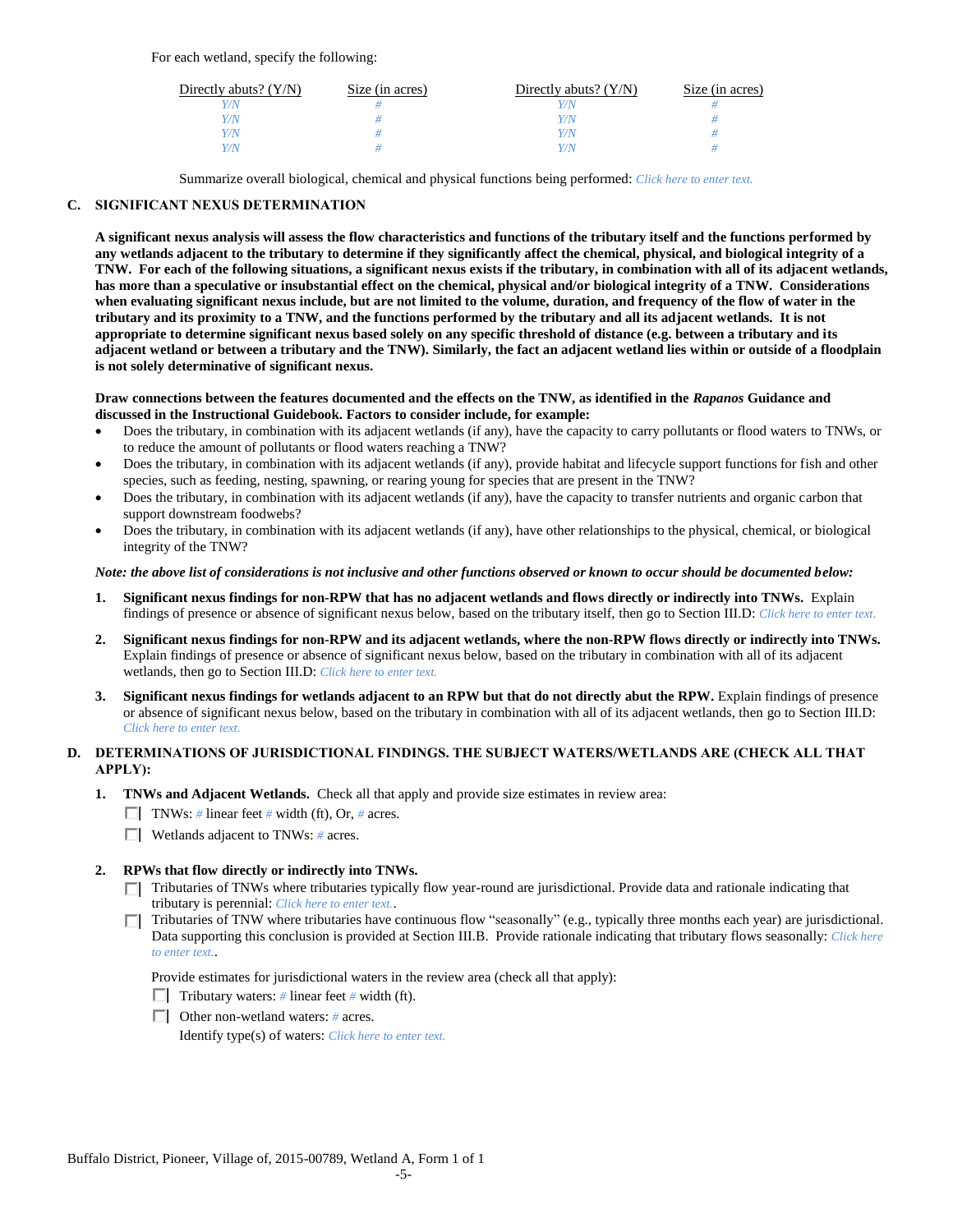For each wetland, specify the following:

| Directly abuts? (Y/N) | Size (in acres) | Directly abuts? (Y/N) | Size (in acres) |
|---|---|---|---|
| Y/N | # | Y/N | # |
| Y/N | # | Y/N | # |
| Y/N | # | Y/N | # |
| Y/N | # | Y/N | # |

Summarize overall biological, chemical and physical functions being performed: Click here to enter text.

## C. SIGNIFICANT NEXUS DETERMINATION

**A significant nexus analysis will assess the flow characteristics and functions of the tributary itself and the functions performed by any wetlands adjacent to the tributary to determine if they significantly affect the chemical, physical, and biological integrity of a TNW. For each of the following situations, a significant nexus exists if the tributary, in combination with all of its adjacent wetlands, has more than a speculative or insubstantial effect on the chemical, physical and/or biological integrity of a TNW. Considerations when evaluating significant nexus include, but are not limited to the volume, duration, and frequency of the flow of water in the tributary and its proximity to a TNW, and the functions performed by the tributary and all its adjacent wetlands. It is not appropriate to determine significant nexus based solely on any specific threshold of distance (e.g. between a tributary and its adjacent wetland or between a tributary and the TNW). Similarly, the fact an adjacent wetland lies within or outside of a floodplain is not solely determinative of significant nexus.**

**Draw connections between the features documented and the effects on the TNW, as identified in the *Rapanos* Guidance and discussed in the Instructional Guidebook. Factors to consider include, for example:**

- Does the tributary, in combination with its adjacent wetlands (if any), have the capacity to carry pollutants or flood waters to TNWs, or to reduce the amount of pollutants or flood waters reaching a TNW?
- Does the tributary, in combination with its adjacent wetlands (if any), provide habitat and lifecycle support functions for fish and other species, such as feeding, nesting, spawning, or rearing young for species that are present in the TNW?
- Does the tributary, in combination with its adjacent wetlands (if any), have the capacity to transfer nutrients and organic carbon that support downstream foodwebs?
- Does the tributary, in combination with its adjacent wetlands (if any), have other relationships to the physical, chemical, or biological integrity of the TNW?

***Note: the above list of considerations is not inclusive and other functions observed or known to occur should be documented below:***

1. **Significant nexus findings for non-RPW that has no adjacent wetlands and flows directly or indirectly into TNWs.** Explain findings of presence or absence of significant nexus below, based on the tributary itself, then go to Section III.D: Click here to enter text.

2. **Significant nexus findings for non-RPW and its adjacent wetlands, where the non-RPW flows directly or indirectly into TNWs.** Explain findings of presence or absence of significant nexus below, based on the tributary in combination with all of its adjacent wetlands, then go to Section III.D: Click here to enter text.

3. **Significant nexus findings for wetlands adjacent to an RPW but that do not directly abut the RPW.** Explain findings of presence or absence of significant nexus below, based on the tributary in combination with all of its adjacent wetlands, then go to Section III.D: Click here to enter text.

## D. DETERMINATIONS OF JURISDICTIONAL FINDINGS. THE SUBJECT WATERS/WETLANDS ARE (CHECK ALL THAT APPLY):

1. **TNWs and Adjacent Wetlands.** Check all that apply and provide size estimates in review area:
   - ☐ TNWs: # linear feet # width (ft), Or, # acres.
   - ☐ Wetlands adjacent to TNWs: # acres.

2. **RPWs that flow directly or indirectly into TNWs.**
   - ☐ Tributaries of TNWs where tributaries typically flow year-round are jurisdictional. Provide data and rationale indicating that tributary is perennial: Click here to enter text..
   - ☐ Tributaries of TNW where tributaries have continuous flow "seasonally" (e.g., typically three months each year) are jurisdictional. Data supporting this conclusion is provided at Section III.B. Provide rationale indicating that tributary flows seasonally: Click here to enter text..

   Provide estimates for jurisdictional waters in the review area (check all that apply):
   - ☐ Tributary waters: # linear feet # width (ft).
   - ☐ Other non-wetland waters: # acres.
     Identify type(s) of waters: Click here to enter text.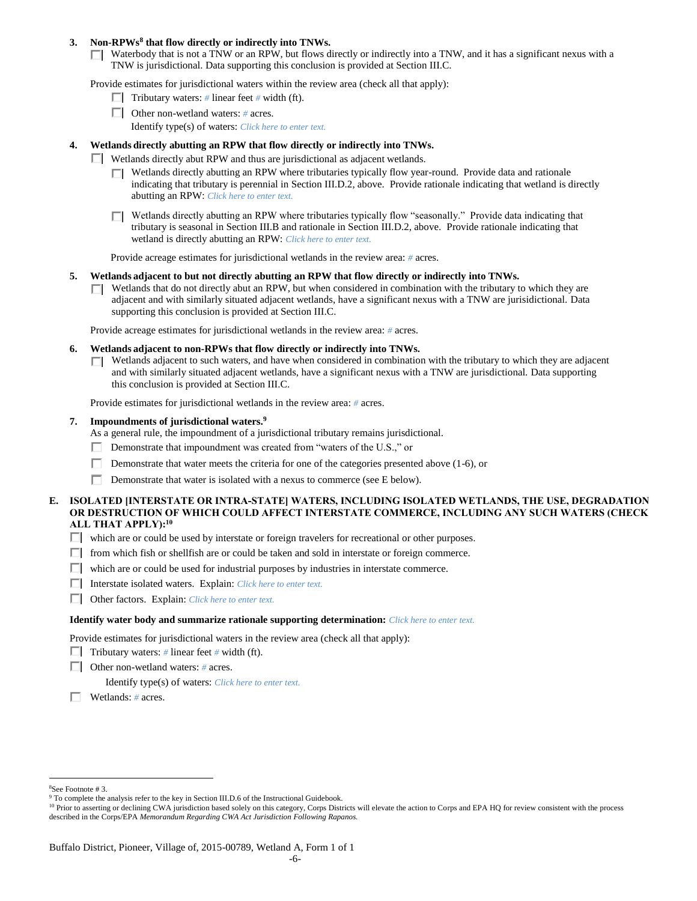**3. Non-RPWs[8] that flow directly or indirectly into TNWs.**

☐ Waterbody that is not a TNW or an RPW, but flows directly or indirectly into a TNW, and it has a significant nexus with a TNW is jurisdictional. Data supporting this conclusion is provided at Section III.C.

Provide estimates for jurisdictional waters within the review area (check all that apply):

- ☐ Tributary waters: # linear feet # width (ft).
- ☐ Other non-wetland waters: # acres.
  Identify type(s) of waters: *Click here to enter text.*

**4. Wetlands directly abutting an RPW that flow directly or indirectly into TNWs.**

☐ Wetlands directly abut RPW and thus are jurisdictional as adjacent wetlands.

- ☐ Wetlands directly abutting an RPW where tributaries typically flow year-round. Provide data and rationale indicating that tributary is perennial in Section III.D.2, above. Provide rationale indicating that wetland is directly abutting an RPW: *Click here to enter text.*

- ☐ Wetlands directly abutting an RPW where tributaries typically flow "seasonally." Provide data indicating that tributary is seasonal in Section III.B and rationale in Section III.D.2, above. Provide rationale indicating that wetland is directly abutting an RPW: *Click here to enter text.*

Provide acreage estimates for jurisdictional wetlands in the review area: # acres.

**5. Wetlands adjacent to but not directly abutting an RPW that flow directly or indirectly into TNWs.**

☐ Wetlands that do not directly abut an RPW, but when considered in combination with the tributary to which they are adjacent and with similarly situated adjacent wetlands, have a significant nexus with a TNW are jurisidictional. Data supporting this conclusion is provided at Section III.C.

Provide acreage estimates for jurisdictional wetlands in the review area: # acres.

**6. Wetlands adjacent to non-RPWs that flow directly or indirectly into TNWs.**

☐ Wetlands adjacent to such waters, and have when considered in combination with the tributary to which they are adjacent and with similarly situated adjacent wetlands, have a significant nexus with a TNW are jurisdictional. Data supporting this conclusion is provided at Section III.C.

Provide estimates for jurisdictional wetlands in the review area: # acres.

**7. Impoundments of jurisdictional waters.[9]**

As a general rule, the impoundment of a jurisdictional tributary remains jurisdictional.

- ☐ Demonstrate that impoundment was created from "waters of the U.S.," or
- ☐ Demonstrate that water meets the criteria for one of the categories presented above (1-6), or
- ☐ Demonstrate that water is isolated with a nexus to commerce (see E below).

**E. ISOLATED [INTERSTATE OR INTRA-STATE] WATERS, INCLUDING ISOLATED WETLANDS, THE USE, DEGRADATION OR DESTRUCTION OF WHICH COULD AFFECT INTERSTATE COMMERCE, INCLUDING ANY SUCH WATERS (CHECK ALL THAT APPLY):[10]**

- ☐ which are or could be used by interstate or foreign travelers for recreational or other purposes.
- ☐ from which fish or shellfish are or could be taken and sold in interstate or foreign commerce.
- ☐ which are or could be used for industrial purposes by industries in interstate commerce.
- ☐ Interstate isolated waters. Explain: *Click here to enter text.*
- ☐ Other factors. Explain: *Click here to enter text.*

**Identify water body and summarize rationale supporting determination:** *Click here to enter text.*

Provide estimates for jurisdictional waters in the review area (check all that apply):

- ☐ Tributary waters: # linear feet # width (ft).
- ☐ Other non-wetland waters: # acres.
  Identify type(s) of waters: *Click here to enter text.*
- ☐ Wetlands: # acres.

---

[8] See Footnote # 3.

[9] To complete the analysis refer to the key in Section III.D.6 of the Instructional Guidebook.

[10] Prior to asserting or declining CWA jurisdiction based solely on this category, Corps Districts will elevate the action to Corps and EPA HQ for review consistent with the process described in the Corps/EPA *Memorandum Regarding CWA Act Jurisdiction Following Rapanos.*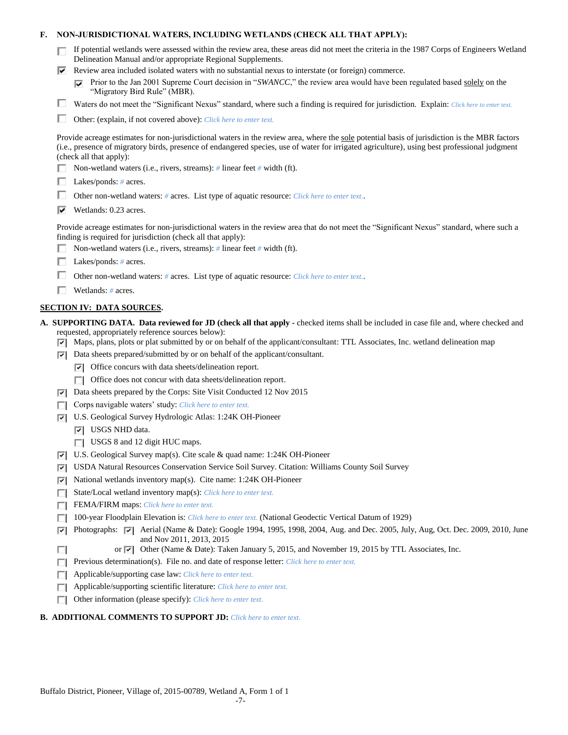**F. NON-JURISDICTIONAL WATERS, INCLUDING WETLANDS (CHECK ALL THAT APPLY):**

- [ ] If potential wetlands were assessed within the review area, these areas did not meet the criteria in the 1987 Corps of Engineers Wetland Delineation Manual and/or appropriate Regional Supplements.
- [x] Review area included isolated waters with no substantial nexus to interstate (or foreign) commerce.
  - [x] Prior to the Jan 2001 Supreme Court decision in "*SWANCC*," the review area would have been regulated based solely on the "Migratory Bird Rule" (MBR).
- [ ] Waters do not meet the "Significant Nexus" standard, where such a finding is required for jurisdiction. Explain: *Click here to enter text.*
- [ ] Other: (explain, if not covered above): *Click here to enter text.*

Provide acreage estimates for non-jurisdictional waters in the review area, where the sole potential basis of jurisdiction is the MBR factors (i.e., presence of migratory birds, presence of endangered species, use of water for irrigated agriculture), using best professional judgment (check all that apply):

- [ ] Non-wetland waters (i.e., rivers, streams): *#* linear feet *#* width (ft).
- [ ] Lakes/ponds: *#* acres.
- [ ] Other non-wetland waters: *#* acres. List type of aquatic resource: *Click here to enter text.*.
- [x] Wetlands: 0.23 acres.

Provide acreage estimates for non-jurisdictional waters in the review area that do not meet the "Significant Nexus" standard, where such a finding is required for jurisdiction (check all that apply):

- [ ] Non-wetland waters (i.e., rivers, streams): *#* linear feet *#* width (ft).
- [ ] Lakes/ponds: *#* acres.
- [ ] Other non-wetland waters: *#* acres. List type of aquatic resource: *Click here to enter text.*.
- [ ] Wetlands: *#* acres.

## SECTION IV: DATA SOURCES.

**A. SUPPORTING DATA. Data reviewed for JD (check all that apply -** checked items shall be included in case file and, where checked and requested, appropriately reference sources below):

- [x] Maps, plans, plots or plat submitted by or on behalf of the applicant/consultant: TTL Associates, Inc. wetland delineation map
- [x] Data sheets prepared/submitted by or on behalf of the applicant/consultant.
  - [x] Office concurs with data sheets/delineation report.
  - [ ] Office does not concur with data sheets/delineation report.
- [x] Data sheets prepared by the Corps: Site Visit Conducted 12 Nov 2015
- [ ] Corps navigable waters' study: *Click here to enter text.*
- [x] U.S. Geological Survey Hydrologic Atlas: 1:24K OH-Pioneer
  - [x] USGS NHD data.
  - [ ] USGS 8 and 12 digit HUC maps.
- [x] U.S. Geological Survey map(s). Cite scale & quad name: 1:24K OH-Pioneer
- [x] USDA Natural Resources Conservation Service Soil Survey. Citation: Williams County Soil Survey
- [x] National wetlands inventory map(s). Cite name: 1:24K OH-Pioneer
- [ ] State/Local wetland inventory map(s): *Click here to enter text.*
- [ ] FEMA/FIRM maps: *Click here to enter text.*
- [ ] 100-year Floodplain Elevation is: *Click here to enter text.* (National Geodectic Vertical Datum of 1929)
- [x] Photographs: [x] Aerial (Name & Date): Google 1994, 1995, 1998, 2004, Aug. and Dec. 2005, July, Aug, Oct. Dec. 2009, 2010, June and Nov 2011, 2013, 2015
- [ ] or [x] Other (Name & Date): Taken January 5, 2015, and November 19, 2015 by TTL Associates, Inc.
- [ ] Previous determination(s). File no. and date of response letter: *Click here to enter text.*
- [ ] Applicable/supporting case law: *Click here to enter text.*
- [ ] Applicable/supporting scientific literature: *Click here to enter text.*
- [ ] Other information (please specify): *Click here to enter text.*

**B. ADDITIONAL COMMENTS TO SUPPORT JD:** *Click here to enter text.*

Buffalo District, Pioneer, Village of, 2015-00789, Wetland A, Form 1 of 1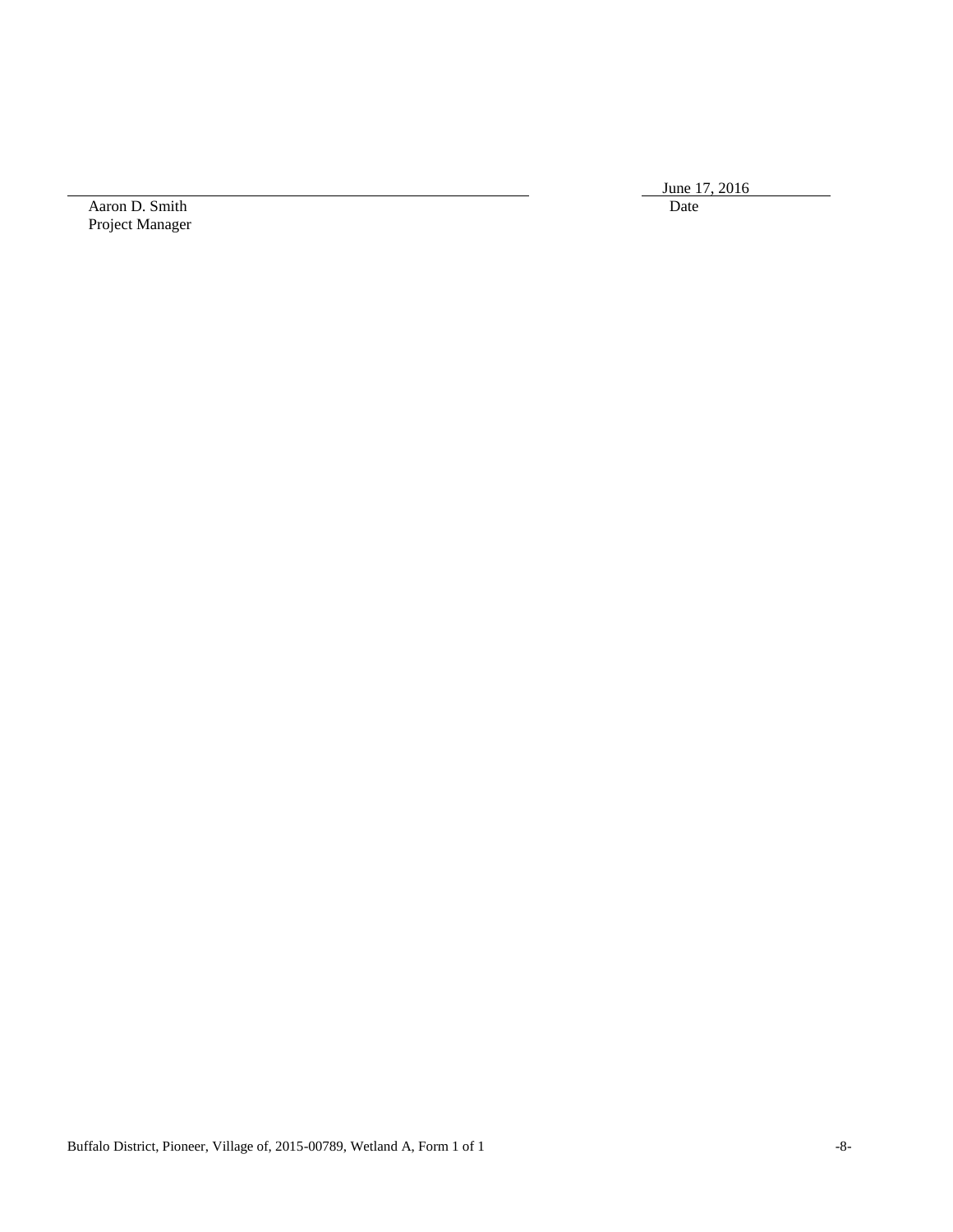Aaron D. Smith
Project Manager

June 17, 2016
Date